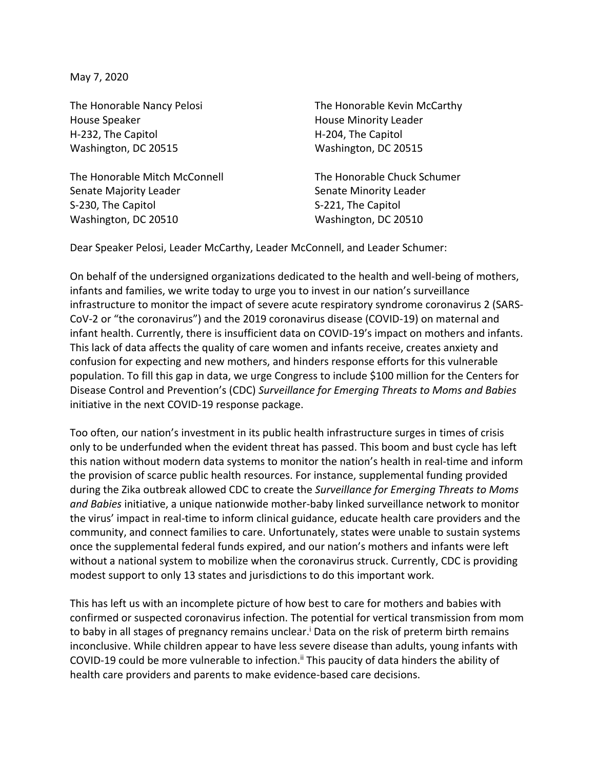May 7, 2020

The Honorable Nancy Pelosi
House Speaker
H-232, The Capitol
Washington, DC 20515

The Honorable Kevin McCarthy
House Minority Leader
H-204, The Capitol
Washington, DC 20515

The Honorable Mitch McConnell
Senate Majority Leader
S-230, The Capitol
Washington, DC 20510

The Honorable Chuck Schumer
Senate Minority Leader
S-221, The Capitol
Washington, DC 20510

Dear Speaker Pelosi, Leader McCarthy, Leader McConnell, and Leader Schumer:

On behalf of the undersigned organizations dedicated to the health and well-being of mothers, infants and families, we write today to urge you to invest in our nation's surveillance infrastructure to monitor the impact of severe acute respiratory syndrome coronavirus 2 (SARS-CoV-2 or "the coronavirus") and the 2019 coronavirus disease (COVID-19) on maternal and infant health. Currently, there is insufficient data on COVID-19's impact on mothers and infants. This lack of data affects the quality of care women and infants receive, creates anxiety and confusion for expecting and new mothers, and hinders response efforts for this vulnerable population. To fill this gap in data, we urge Congress to include $100 million for the Centers for Disease Control and Prevention's (CDC) *Surveillance for Emerging Threats to Moms and Babies* initiative in the next COVID-19 response package.

Too often, our nation's investment in its public health infrastructure surges in times of crisis only to be underfunded when the evident threat has passed. This boom and bust cycle has left this nation without modern data systems to monitor the nation's health in real-time and inform the provision of scarce public health resources. For instance, supplemental funding provided during the Zika outbreak allowed CDC to create the *Surveillance for Emerging Threats to Moms and Babies* initiative, a unique nationwide mother-baby linked surveillance network to monitor the virus' impact in real-time to inform clinical guidance, educate health care providers and the community, and connect families to care. Unfortunately, states were unable to sustain systems once the supplemental federal funds expired, and our nation's mothers and infants were left without a national system to mobilize when the coronavirus struck. Currently, CDC is providing modest support to only 13 states and jurisdictions to do this important work.

This has left us with an incomplete picture of how best to care for mothers and babies with confirmed or suspected coronavirus infection. The potential for vertical transmission from mom to baby in all stages of pregnancy remains unclear.[i] Data on the risk of preterm birth remains inconclusive. While children appear to have less severe disease than adults, young infants with COVID-19 could be more vulnerable to infection.[ii] This paucity of data hinders the ability of health care providers and parents to make evidence-based care decisions.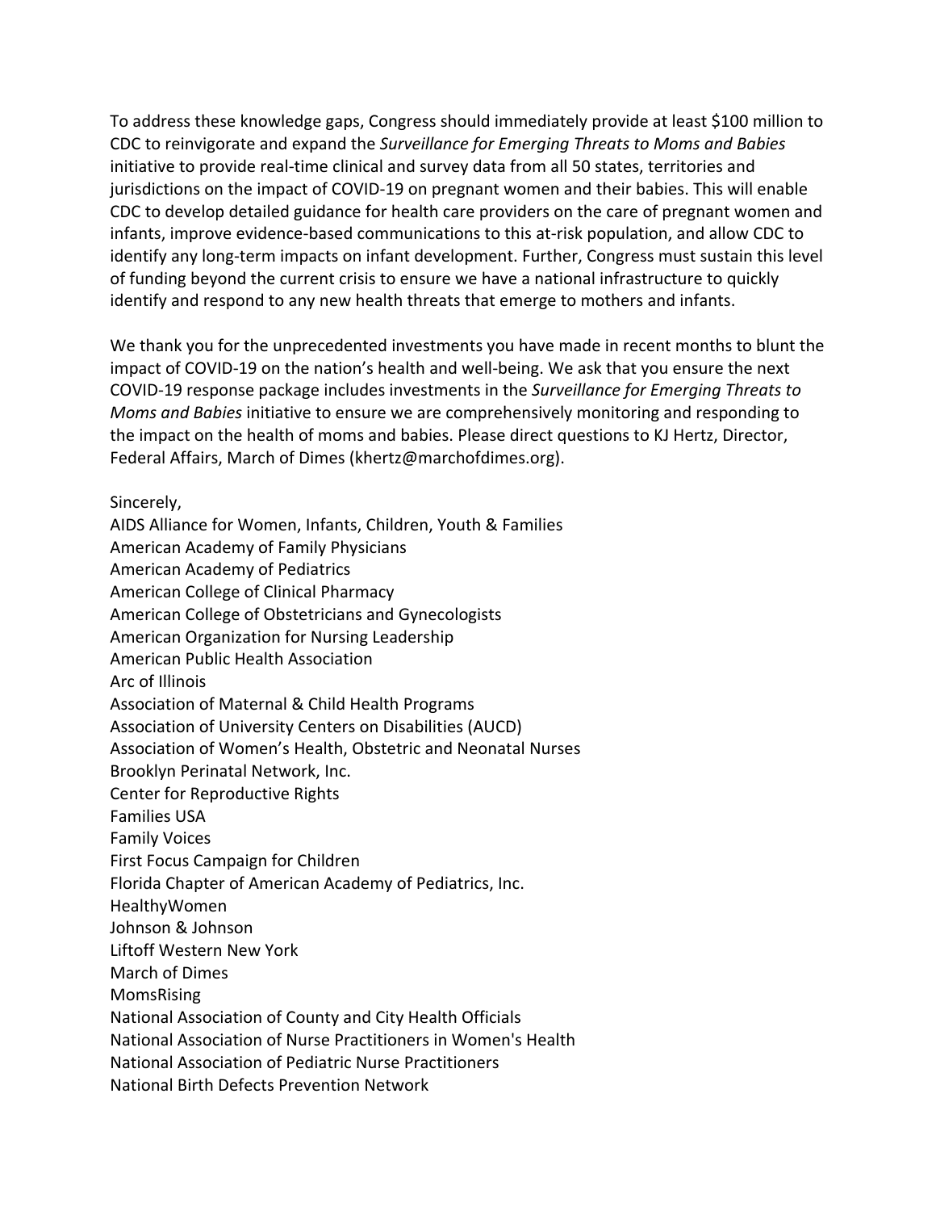To address these knowledge gaps, Congress should immediately provide at least $100 million to CDC to reinvigorate and expand the *Surveillance for Emerging Threats to Moms and Babies* initiative to provide real-time clinical and survey data from all 50 states, territories and jurisdictions on the impact of COVID-19 on pregnant women and their babies. This will enable CDC to develop detailed guidance for health care providers on the care of pregnant women and infants, improve evidence-based communications to this at-risk population, and allow CDC to identify any long-term impacts on infant development. Further, Congress must sustain this level of funding beyond the current crisis to ensure we have a national infrastructure to quickly identify and respond to any new health threats that emerge to mothers and infants.

We thank you for the unprecedented investments you have made in recent months to blunt the impact of COVID-19 on the nation's health and well-being. We ask that you ensure the next COVID-19 response package includes investments in the *Surveillance for Emerging Threats to Moms and Babies* initiative to ensure we are comprehensively monitoring and responding to the impact on the health of moms and babies. Please direct questions to KJ Hertz, Director, Federal Affairs, March of Dimes (khertz@marchofdimes.org).

Sincerely,
AIDS Alliance for Women, Infants, Children, Youth & Families
American Academy of Family Physicians
American Academy of Pediatrics
American College of Clinical Pharmacy
American College of Obstetricians and Gynecologists
American Organization for Nursing Leadership
American Public Health Association
Arc of Illinois
Association of Maternal & Child Health Programs
Association of University Centers on Disabilities (AUCD)
Association of Women's Health, Obstetric and Neonatal Nurses
Brooklyn Perinatal Network, Inc.
Center for Reproductive Rights
Families USA
Family Voices
First Focus Campaign for Children
Florida Chapter of American Academy of Pediatrics, Inc.
HealthyWomen
Johnson & Johnson
Liftoff Western New York
March of Dimes
MomsRising
National Association of County and City Health Officials
National Association of Nurse Practitioners in Women's Health
National Association of Pediatric Nurse Practitioners
National Birth Defects Prevention Network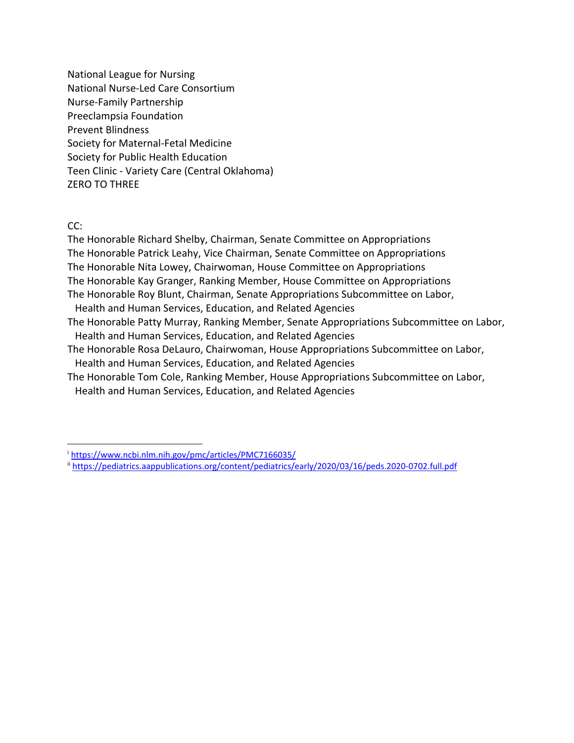National League for Nursing
National Nurse-Led Care Consortium
Nurse-Family Partnership
Preeclampsia Foundation
Prevent Blindness
Society for Maternal-Fetal Medicine
Society for Public Health Education
Teen Clinic - Variety Care (Central Oklahoma)
ZERO TO THREE

CC:
The Honorable Richard Shelby, Chairman, Senate Committee on Appropriations
The Honorable Patrick Leahy, Vice Chairman, Senate Committee on Appropriations
The Honorable Nita Lowey, Chairwoman, House Committee on Appropriations
The Honorable Kay Granger, Ranking Member, House Committee on Appropriations
The Honorable Roy Blunt, Chairman, Senate Appropriations Subcommittee on Labor, Health and Human Services, Education, and Related Agencies
The Honorable Patty Murray, Ranking Member, Senate Appropriations Subcommittee on Labor, Health and Human Services, Education, and Related Agencies
The Honorable Rosa DeLauro, Chairwoman, House Appropriations Subcommittee on Labor, Health and Human Services, Education, and Related Agencies
The Honorable Tom Cole, Ranking Member, House Appropriations Subcommittee on Labor, Health and Human Services, Education, and Related Agencies

---

[i] https://www.ncbi.nlm.nih.gov/pmc/articles/PMC7166035/
[ii] https://pediatrics.aappublications.org/content/pediatrics/early/2020/03/16/peds.2020-0702.full.pdf